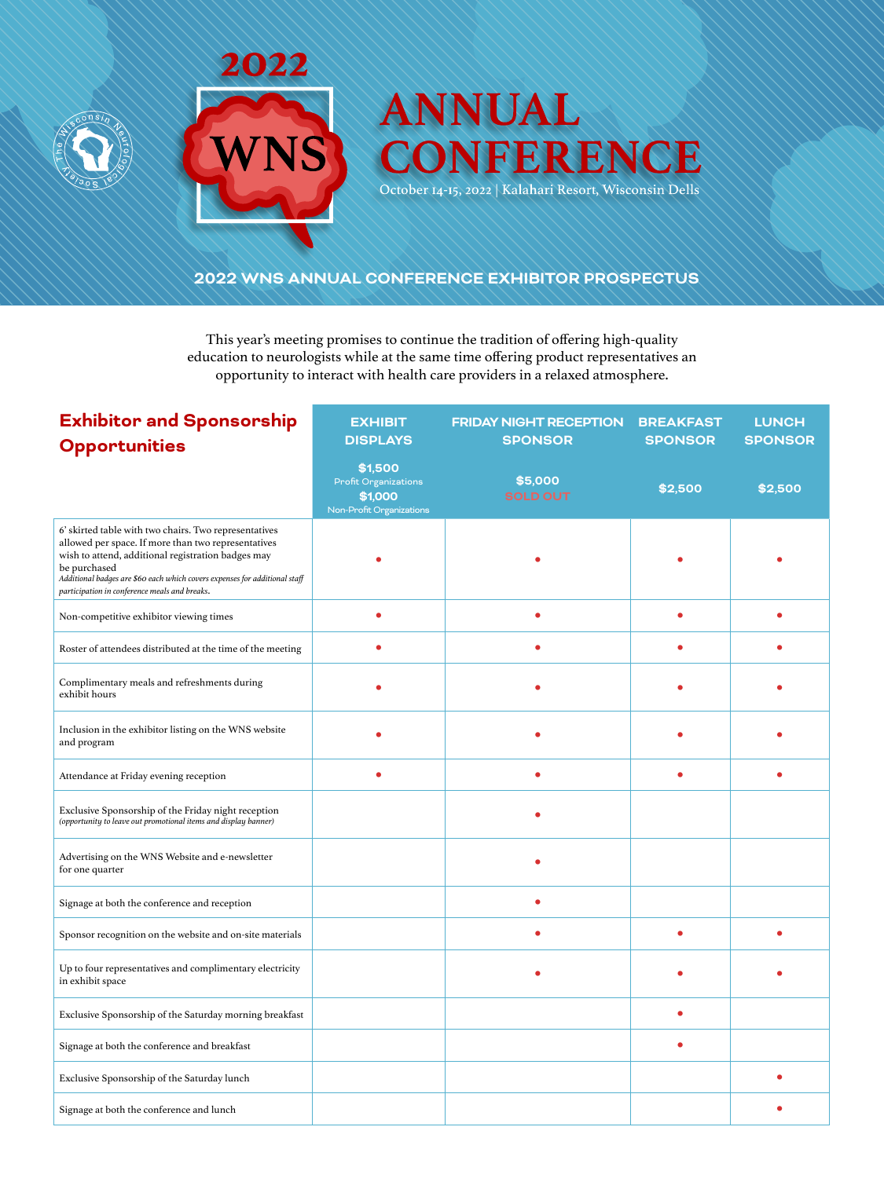# 2022 WNS ANNUAL CONFERENCE

October 14-15, 2022 | Kalahari Resort, Wisconsin Dells

## 2022 WNS ANNUAL CONFERENCE EXHIBITOR PROSPECTUS

This year's meeting promises to continue the tradition of offering high-quality education to neurologists while at the same time offering product representatives an opportunity to interact with health care providers in a relaxed atmosphere.

| Exhibitor and Sponsorship Opportunities | EXHIBIT DISPLAYS<br>$1,500 Profit Organizations<br>$1,000 Non-Profit Organizations | FRIDAY NIGHT RECEPTION SPONSOR<br>$5,000<br>SOLD OUT | BREAKFAST SPONSOR<br>$2,500 | LUNCH SPONSOR<br>$2,500 |
|---|---|---|---|---|
| 6' skirted table with two chairs. Two representatives allowed per space. If more than two representatives wish to attend, additional registration badges may be purchased<br>*Additional badges are $60 each which covers expenses for additional staff participation in conference meals and breaks.* | • | • | • | • |
| Non-competitive exhibitor viewing times | • | • | • | • |
| Roster of attendees distributed at the time of the meeting | • | • | • | • |
| Complimentary meals and refreshments during exhibit hours | • | • | • | • |
| Inclusion in the exhibitor listing on the WNS website and program | • | • | • | • |
| Attendance at Friday evening reception | • | • | • | • |
| Exclusive Sponsorship of the Friday night reception<br>*(opportunity to leave out promotional items and display banner)* | | • | | |
| Advertising on the WNS Website and e-newsletter for one quarter | | • | | |
| Signage at both the conference and reception | | • | | |
| Sponsor recognition on the website and on-site materials | | • | • | • |
| Up to four representatives and complimentary electricity in exhibit space | | • | • | • |
| Exclusive Sponsorship of the Saturday morning breakfast | | | • | |
| Signage at both the conference and breakfast | | | • | |
| Exclusive Sponsorship of the Saturday lunch | | | | • |
| Signage at both the conference and lunch | | | | • |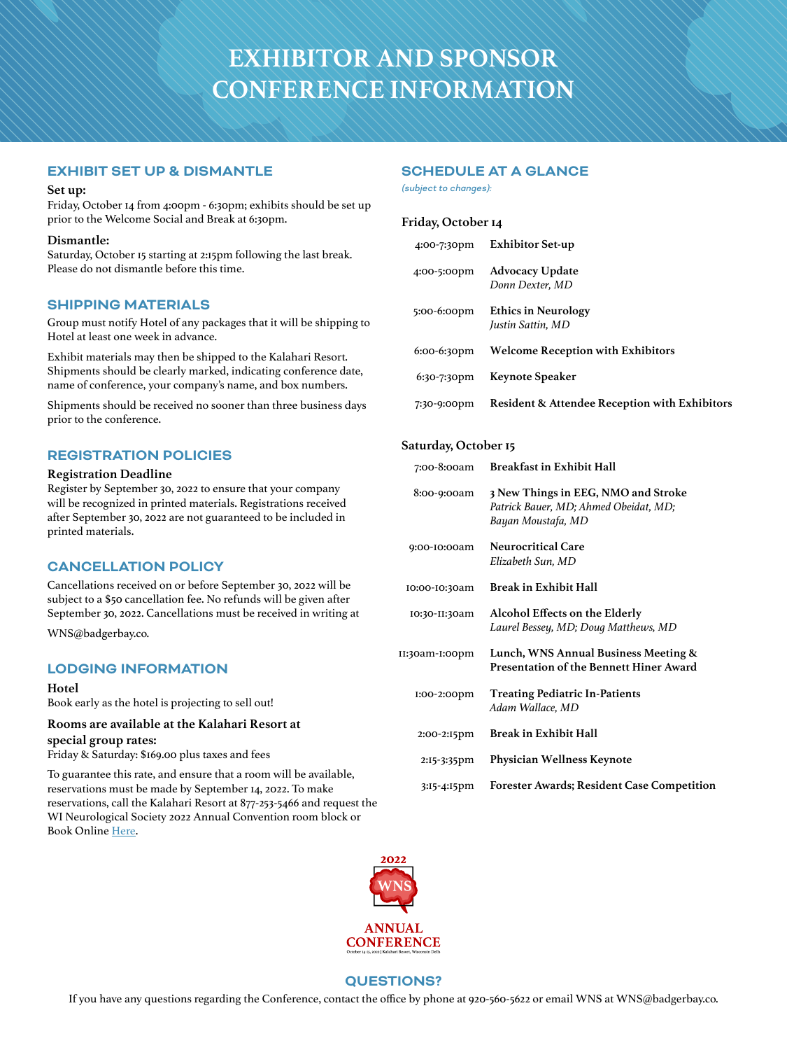# EXHIBITOR AND SPONSOR CONFERENCE INFORMATION

## EXHIBIT SET UP & DISMANTLE

**Set up:**
Friday, October 14 from 4:00pm - 6:30pm; exhibits should be set up prior to the Welcome Social and Break at 6:30pm.

**Dismantle:**
Saturday, October 15 starting at 2:15pm following the last break. Please do not dismantle before this time.

## SHIPPING MATERIALS

Group must notify Hotel of any packages that it will be shipping to Hotel at least one week in advance.

Exhibit materials may then be shipped to the Kalahari Resort. Shipments should be clearly marked, indicating conference date, name of conference, your company's name, and box numbers.

Shipments should be received no sooner than three business days prior to the conference.

## REGISTRATION POLICIES

**Registration Deadline**
Register by September 30, 2022 to ensure that your company will be recognized in printed materials. Registrations received after September 30, 2022 are not guaranteed to be included in printed materials.

## CANCELLATION POLICY

Cancellations received on or before September 30, 2022 will be subject to a $50 cancellation fee. No refunds will be given after September 30, 2022. Cancellations must be received in writing at

WNS@badgerbay.co.

## LODGING INFORMATION

**Hotel**
Book early as the hotel is projecting to sell out!

**Rooms are available at the Kalahari Resort at special group rates:**
Friday & Saturday: $169.00 plus taxes and fees

To guarantee this rate, and ensure that a room will be available, reservations must be made by September 14, 2022. To make reservations, call the Kalahari Resort at 877-253-5466 and request the WI Neurological Society 2022 Annual Convention room block or Book Online Here.

## SCHEDULE AT A GLANCE

*(subject to changes):*

**Friday, October 14**

| | |
|---|---|
| 4:00-7:30pm | **Exhibitor Set-up** |
| 4:00-5:00pm | **Advocacy Update**<br>*Donn Dexter, MD* |
| 5:00-6:00pm | **Ethics in Neurology**<br>*Justin Sattin, MD* |
| 6:00-6:30pm | **Welcome Reception with Exhibitors** |
| 6:30-7:30pm | **Keynote Speaker** |
| 7:30-9:00pm | **Resident & Attendee Reception with Exhibitors** |

**Saturday, October 15**

| | |
|---|---|
| 7:00-8:00am | **Breakfast in Exhibit Hall** |
| 8:00-9:00am | **3 New Things in EEG, NMO and Stroke**<br>*Patrick Bauer, MD; Ahmed Obeidat, MD; Bayan Moustafa, MD* |
| 9:00-10:00am | **Neurocritical Care**<br>*Elizabeth Sun, MD* |
| 10:00-10:30am | **Break in Exhibit Hall** |
| 10:30-11:30am | **Alcohol Effects on the Elderly**<br>*Laurel Bessey, MD; Doug Matthews, MD* |
| 11:30am-1:00pm | **Lunch, WNS Annual Business Meeting & Presentation of the Bennett Hiner Award** |
| 1:00-2:00pm | **Treating Pediatric In-Patients**<br>*Adam Wallace, MD* |
| 2:00-2:15pm | **Break in Exhibit Hall** |
| 2:15-3:35pm | **Physician Wellness Keynote** |
| 3:15-4:15pm | **Forester Awards; Resident Case Competition** |

2022 WNS ANNUAL CONFERENCE
October 14-15, 2022 | Kalahari Resort, Wisconsin Dells

## QUESTIONS?

If you have any questions regarding the Conference, contact the office by phone at 920-560-5622 or email WNS at WNS@badgerbay.co.